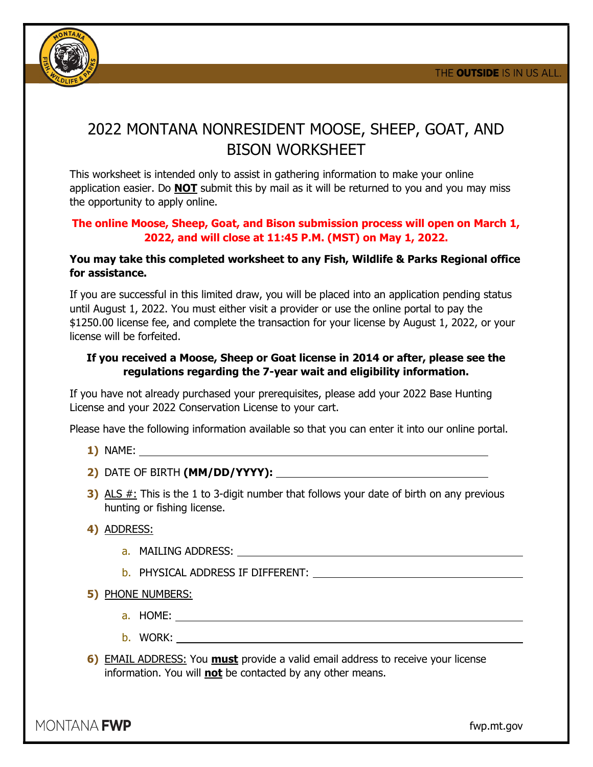# 2022 MONTANA NONRESIDENT MOOSE, SHEEP, GOAT, AND BISON WORKSHEET

This worksheet is intended only to assist in gathering information to make your online application easier. Do **NOT** submit this by mail as it will be returned to you and you may miss the opportunity to apply online.

**The online Moose, Sheep, Goat, and Bison submission process will open on March 1, 2022, and will close at 11:45 P.M. (MST) on May 1, 2022.**

**You may take this completed worksheet to any Fish, Wildlife & Parks Regional office for assistance.**

If you are successful in this limited draw, you will be placed into an application pending status until August 1, 2022. You must either visit a provider or use the online portal to pay the $1250.00 license fee, and complete the transaction for your license by August 1, 2022, or your license will be forfeited.

**If you received a Moose, Sheep or Goat license in 2014 or after, please see the regulations regarding the 7-year wait and eligibility information.**

If you have not already purchased your prerequisites, please add your 2022 Base Hunting License and your 2022 Conservation License to your cart.

Please have the following information available so that you can enter it into our online portal.

1) NAME: ______________________________

2) DATE OF BIRTH **(MM/DD/YYYY):** ______________________________

3) ALS #: This is the 1 to 3-digit number that follows your date of birth on any previous hunting or fishing license.

4) ADDRESS:

   a. MAILING ADDRESS: ______________________________

   b. PHYSICAL ADDRESS IF DIFFERENT: ______________________________

5) PHONE NUMBERS:

   a. HOME: ______________________________

   b. WORK: ______________________________

6) EMAIL ADDRESS: You **must** provide a valid email address to receive your license information. You will **not** be contacted by any other means.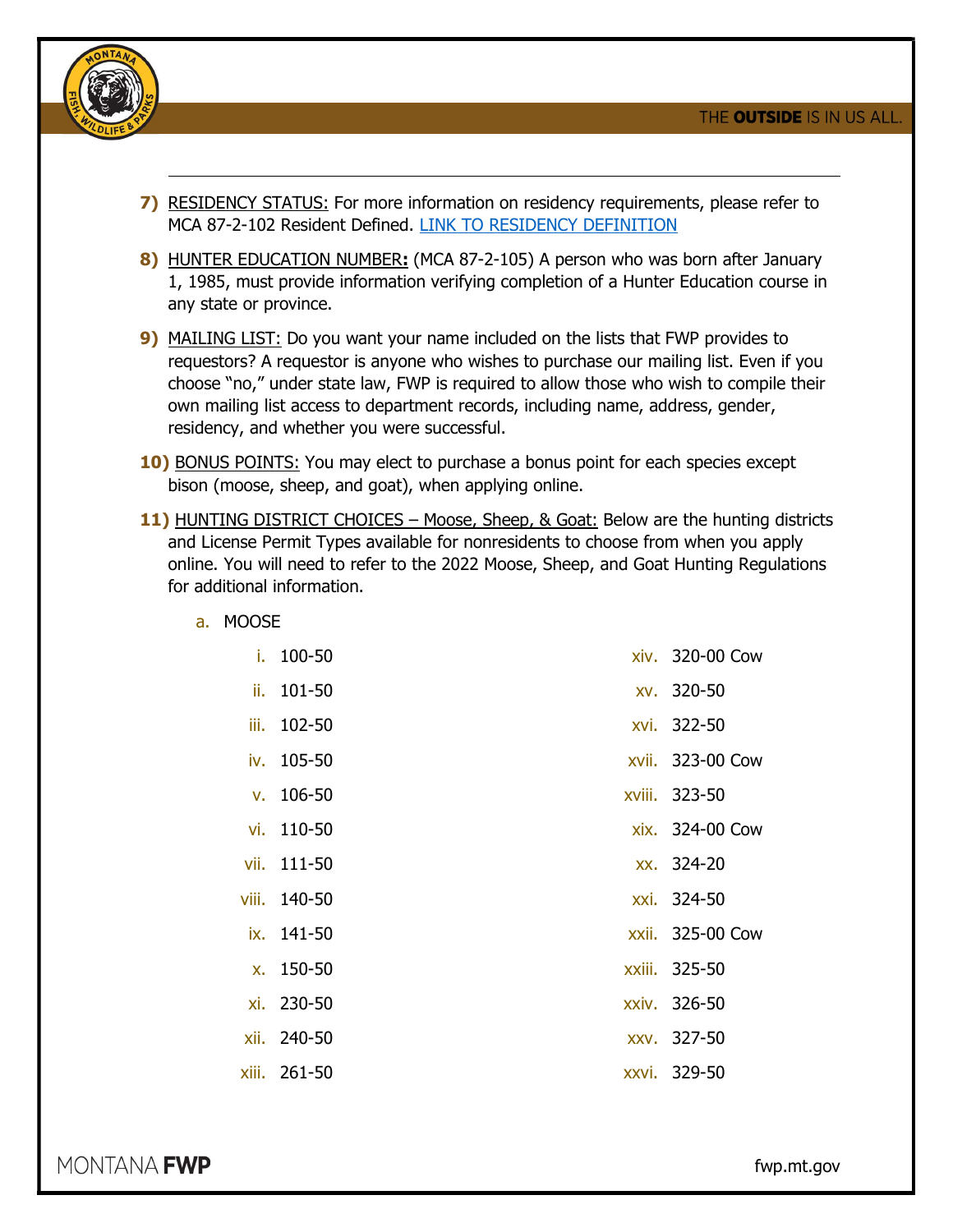7) RESIDENCY STATUS: For more information on residency requirements, please refer to MCA 87-2-102 Resident Defined. [LINK TO RESIDENCY DEFINITION]

8) HUNTER EDUCATION NUMBER**:** (MCA 87-2-105) A person who was born after January 1, 1985, must provide information verifying completion of a Hunter Education course in any state or province.

9) MAILING LIST: Do you want your name included on the lists that FWP provides to requestors? A requestor is anyone who wishes to purchase our mailing list. Even if you choose "no," under state law, FWP is required to allow those who wish to compile their own mailing list access to department records, including name, address, gender, residency, and whether you were successful.

10) BONUS POINTS: You may elect to purchase a bonus point for each species except bison (moose, sheep, and goat), when applying online.

11) HUNTING DISTRICT CHOICES – Moose, Sheep, & Goat: Below are the hunting districts and License Permit Types available for nonresidents to choose from when you apply online. You will need to refer to the 2022 Moose, Sheep, and Goat Hunting Regulations for additional information.

a. MOOSE

i. 100-50
ii. 101-50
iii. 102-50
iv. 105-50
v. 106-50
vi. 110-50
vii. 111-50
viii. 140-50
ix. 141-50
x. 150-50
xi. 230-50
xii. 240-50
xiii. 261-50
xiv. 320-00 Cow
xv. 320-50
xvi. 322-50
xvii. 323-00 Cow
xviii. 323-50
xix. 324-00 Cow
xx. 324-20
xxi. 324-50
xxii. 325-00 Cow
xxiii. 325-50
xxiv. 326-50
xxv. 327-50
xxvi. 329-50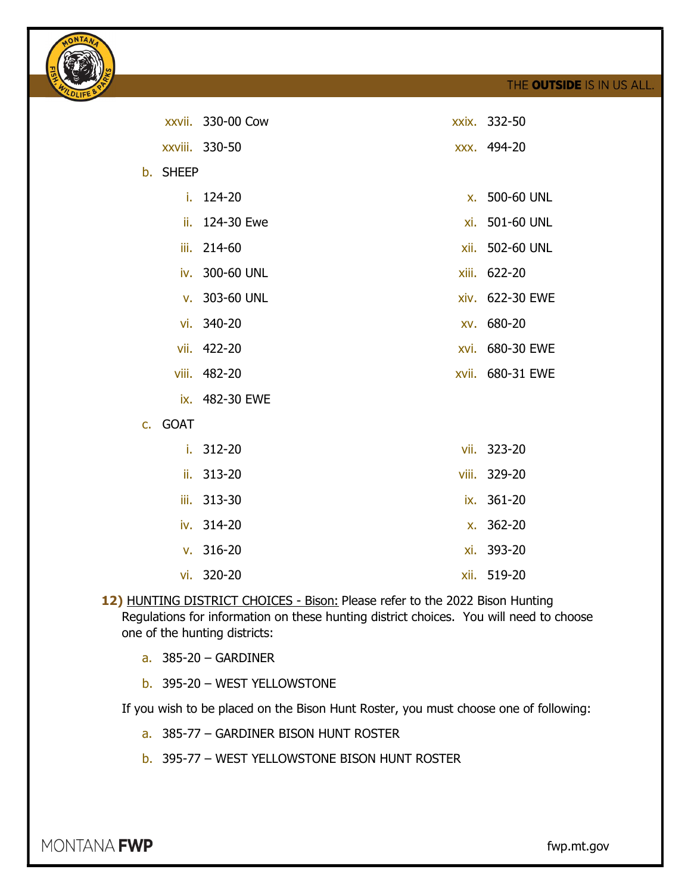xxvii. 330-00 Cow

xxviii. 330-50

xxix. 332-50

xxx. 494-20

b. SHEEP

i. 124-20

ii. 124-30 Ewe

iii. 214-60

iv. 300-60 UNL

v. 303-60 UNL

vi. 340-20

vii. 422-20

viii. 482-20

ix. 482-30 EWE

x. 500-60 UNL

xi. 501-60 UNL

xii. 502-60 UNL

xiii. 622-20

xiv. 622-30 EWE

xv. 680-20

xvi. 680-30 EWE

xvii. 680-31 EWE

c. GOAT

i. 312-20

ii. 313-20

iii. 313-30

iv. 314-20

v. 316-20

vi. 320-20

vii. 323-20

viii. 329-20

ix. 361-20

x. 362-20

xi. 393-20

xii. 519-20

**12)** HUNTING DISTRICT CHOICES - Bison: Please refer to the 2022 Bison Hunting Regulations for information on these hunting district choices. You will need to choose one of the hunting districts:

a. 385-20 – GARDINER

b. 395-20 – WEST YELLOWSTONE

If you wish to be placed on the Bison Hunt Roster, you must choose one of following:

a. 385-77 – GARDINER BISON HUNT ROSTER

b. 395-77 – WEST YELLOWSTONE BISON HUNT ROSTER